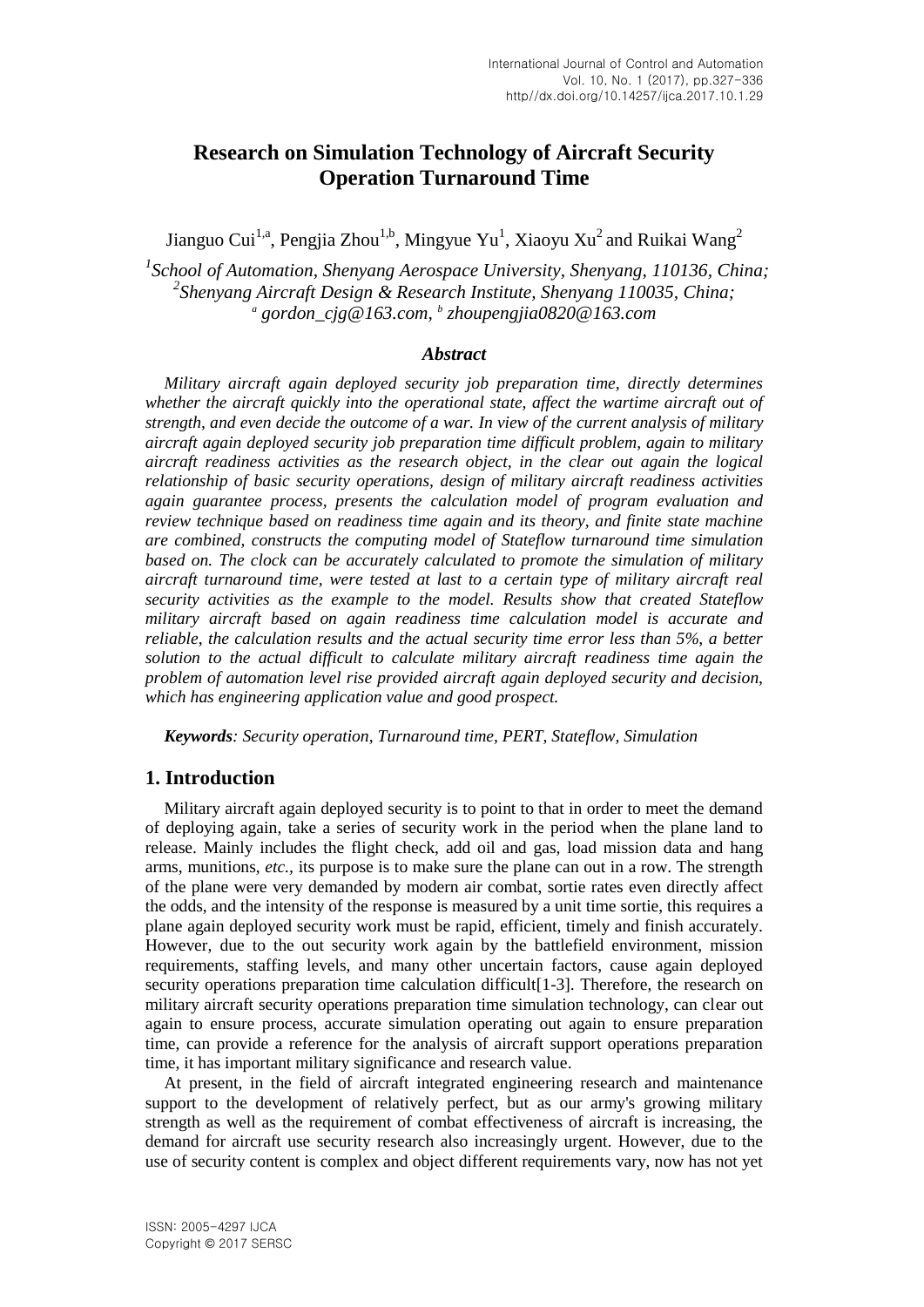# Research on Simulation Technology of Aircraft Security Operation Turnaround Time

Jianguo Cui[1,a], Pengjia Zhou[1,b], Mingyue Yu[1], Xiaoyu Xu[2] and Ruikai Wang[2]

*[1]School of Automation, Shenyang Aerospace University, Shenyang, 110136, China;*
*[2]Shenyang Aircraft Design & Research Institute, Shenyang 110035, China;*
*[a] gordon_cjg@163.com, [b] zhoupengjia0820@163.com*

### *Abstract*

*Military aircraft again deployed security job preparation time, directly determines whether the aircraft quickly into the operational state, affect the wartime aircraft out of strength, and even decide the outcome of a war. In view of the current analysis of military aircraft again deployed security job preparation time difficult problem, again to military aircraft readiness activities as the research object, in the clear out again the logical relationship of basic security operations, design of military aircraft readiness activities again guarantee process, presents the calculation model of program evaluation and review technique based on readiness time again and its theory, and finite state machine are combined, constructs the computing model of Stateflow turnaround time simulation based on. The clock can be accurately calculated to promote the simulation of military aircraft turnaround time, were tested at last to a certain type of military aircraft real security activities as the example to the model. Results show that created Stateflow military aircraft based on again readiness time calculation model is accurate and reliable, the calculation results and the actual security time error less than 5%, a better solution to the actual difficult to calculate military aircraft readiness time again the problem of automation level rise provided aircraft again deployed security and decision, which has engineering application value and good prospect.*

***Keywords**: Security operation, Turnaround time, PERT, Stateflow, Simulation*

## 1. Introduction

Military aircraft again deployed security is to point to that in order to meet the demand of deploying again, take a series of security work in the period when the plane land to release. Mainly includes the flight check, add oil and gas, load mission data and hang arms, munitions, *etc.*, its purpose is to make sure the plane can out in a row. The strength of the plane were very demanded by modern air combat, sortie rates even directly affect the odds, and the intensity of the response is measured by a unit time sortie, this requires a plane again deployed security work must be rapid, efficient, timely and finish accurately. However, due to the out security work again by the battlefield environment, mission requirements, staffing levels, and many other uncertain factors, cause again deployed security operations preparation time calculation difficult[1-3]. Therefore, the research on military aircraft security operations preparation time simulation technology, can clear out again to ensure process, accurate simulation operating out again to ensure preparation time, can provide a reference for the analysis of aircraft support operations preparation time, it has important military significance and research value.

At present, in the field of aircraft integrated engineering research and maintenance support to the development of relatively perfect, but as our army's growing military strength as well as the requirement of combat effectiveness of aircraft is increasing, the demand for aircraft use security research also increasingly urgent. However, due to the use of security content is complex and object different requirements vary, now has not yet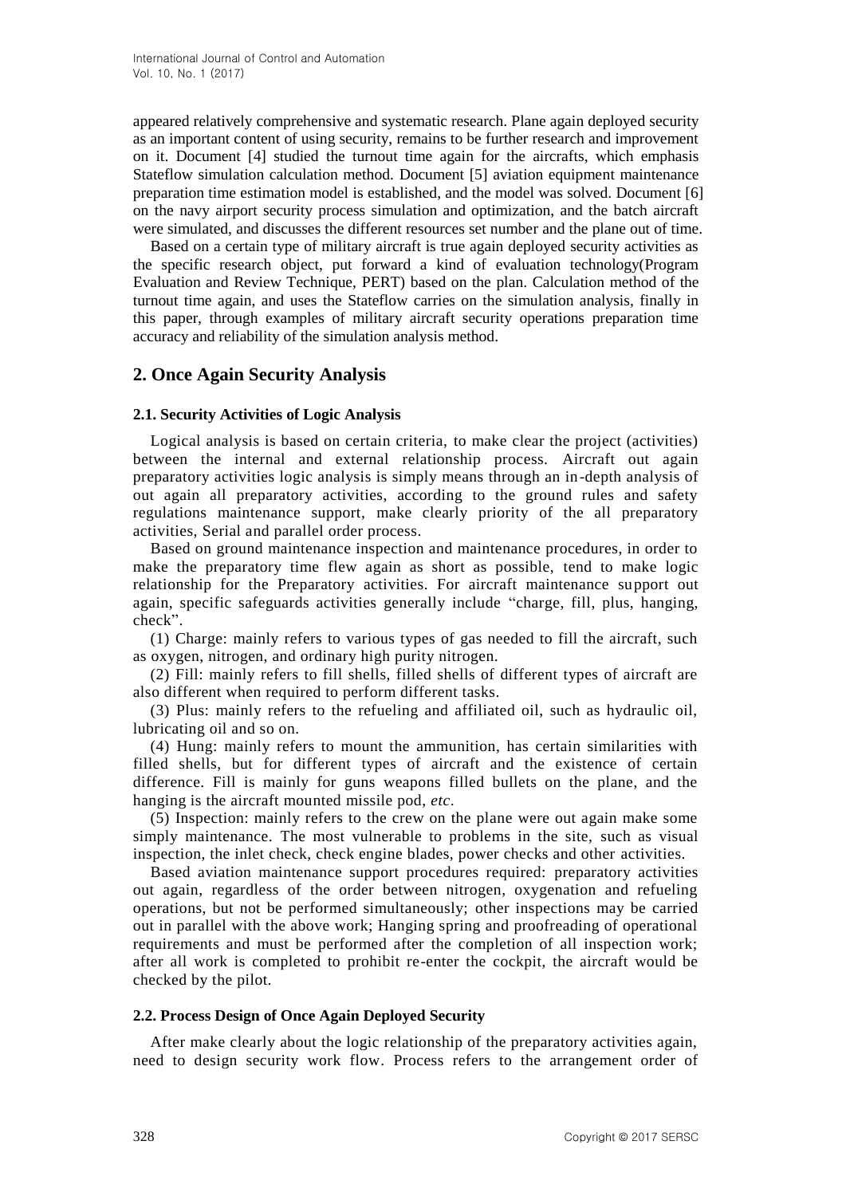appeared relatively comprehensive and systematic research. Plane again deployed security as an important content of using security, remains to be further research and improvement on it. Document [4] studied the turnout time again for the aircrafts, which emphasis Stateflow simulation calculation method. Document [5] aviation equipment maintenance preparation time estimation model is established, and the model was solved. Document [6] on the navy airport security process simulation and optimization, and the batch aircraft were simulated, and discusses the different resources set number and the plane out of time.

Based on a certain type of military aircraft is true again deployed security activities as the specific research object, put forward a kind of evaluation technology(Program Evaluation and Review Technique, PERT) based on the plan. Calculation method of the turnout time again, and uses the Stateflow carries on the simulation analysis, finally in this paper, through examples of military aircraft security operations preparation time accuracy and reliability of the simulation analysis method.

## 2. Once Again Security Analysis

### 2.1. Security Activities of Logic Analysis

Logical analysis is based on certain criteria, to make clear the project (activities) between the internal and external relationship process. Aircraft out again preparatory activities logic analysis is simply means through an in-depth analysis of out again all preparatory activities, according to the ground rules and safety regulations maintenance support, make clearly priority of the all preparatory activities, Serial and parallel order process.

Based on ground maintenance inspection and maintenance procedures, in order to make the preparatory time flew again as short as possible, tend to make logic relationship for the Preparatory activities. For aircraft maintenance support out again, specific safeguards activities generally include “charge, fill, plus, hanging, check”.

(1) Charge: mainly refers to various types of gas needed to fill the aircraft, such as oxygen, nitrogen, and ordinary high purity nitrogen.

(2) Fill: mainly refers to fill shells, filled shells of different types of aircraft are also different when required to perform different tasks.

(3) Plus: mainly refers to the refueling and affiliated oil, such as hydraulic oil, lubricating oil and so on.

(4) Hung: mainly refers to mount the ammunition, has certain similarities with filled shells, but for different types of aircraft and the existence of certain difference. Fill is mainly for guns weapons filled bullets on the plane, and the hanging is the aircraft mounted missile pod, *etc*.

(5) Inspection: mainly refers to the crew on the plane were out again make some simply maintenance. The most vulnerable to problems in the site, such as visual inspection, the inlet check, check engine blades, power checks and other activities.

Based aviation maintenance support procedures required: preparatory activities out again, regardless of the order between nitrogen, oxygenation and refueling operations, but not be performed simultaneously; other inspections may be carried out in parallel with the above work; Hanging spring and proofreading of operational requirements and must be performed after the completion of all inspection work; after all work is completed to prohibit re-enter the cockpit, the aircraft would be checked by the pilot.

### 2.2. Process Design of Once Again Deployed Security

After make clearly about the logic relationship of the preparatory activities again, need to design security work flow. Process refers to the arrangement order of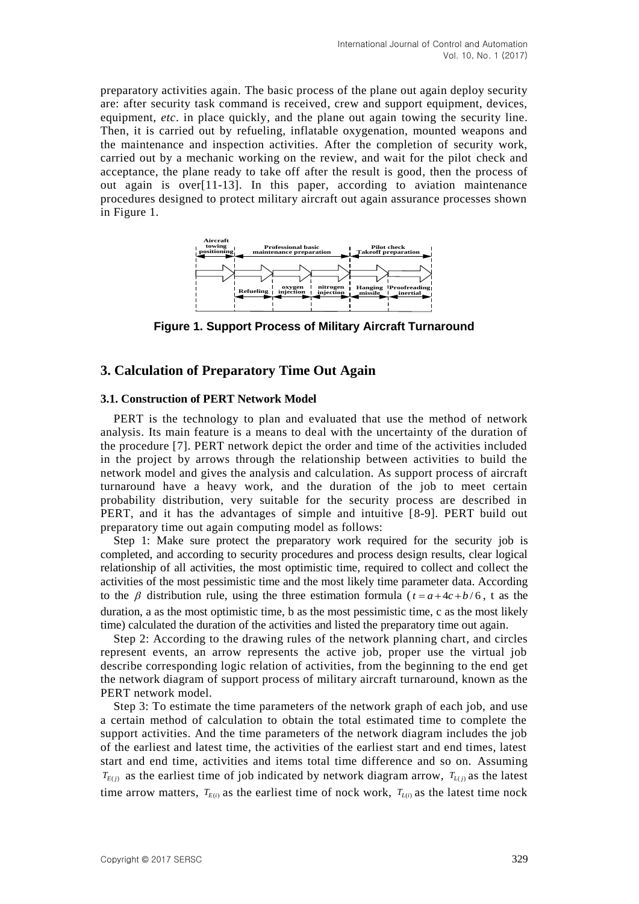preparatory activities again. The basic process of the plane out again deploy security are: after security task command is received, crew and support equipment, devices, equipment, *etc*. in place quickly, and the plane out again towing the security line. Then, it is carried out by refueling, inflatable oxygenation, mounted weapons and the maintenance and inspection activities. After the completion of security work, carried out by a mechanic working on the review, and wait for the pilot check and acceptance, the plane ready to take off after the result is good, then the process of out again is over[11-13]. In this paper, according to aviation maintenance procedures designed to protect military aircraft out again assurance processes shown in Figure 1.

**Figure 1. Support Process of Military Aircraft Turnaround**

## 3. Calculation of Preparatory Time Out Again

### 3.1. Construction of PERT Network Model

PERT is the technology to plan and evaluated that use the method of network analysis. Its main feature is a means to deal with the uncertainty of the duration of the procedure [7]. PERT network depict the order and time of the activities included in the project by arrows through the relationship between activities to build the network model and gives the analysis and calculation. As support process of aircraft turnaround have a heavy work, and the duration of the job to meet certain probability distribution, very suitable for the security process are described in PERT, and it has the advantages of simple and intuitive [8-9]. PERT build out preparatory time out again computing model as follows:

Step 1: Make sure protect the preparatory work required for the security job is completed, and according to security procedures and process design results, clear logical relationship of all activities, the most optimistic time, required to collect and collect the activities of the most pessimistic time and the most likely time parameter data. According to the $\beta$ distribution rule, using the three estimation formula ($t = a + 4c + b / 6$, t as the duration, a as the most optimistic time, b as the most pessimistic time, c as the most likely time) calculated the duration of the activities and listed the preparatory time out again.

Step 2: According to the drawing rules of the network planning chart, and circles represent events, an arrow represents the active job, proper use the virtual job describe corresponding logic relation of activities, from the beginning to the end get the network diagram of support process of military aircraft turnaround, known as the PERT network model.

Step 3: To estimate the time parameters of the network graph of each job, and use a certain method of calculation to obtain the total estimated time to complete the support activities. And the time parameters of the network diagram includes the job of the earliest and latest time, the activities of the earliest start and end times, latest start and end time, activities and items total time difference and so on. Assuming $T_{E(j)}$ as the earliest time of job indicated by network diagram arrow, $T_{L(j)}$ as the latest time arrow matters, $T_{E(i)}$ as the earliest time of nock work, $T_{L(i)}$ as the latest time nock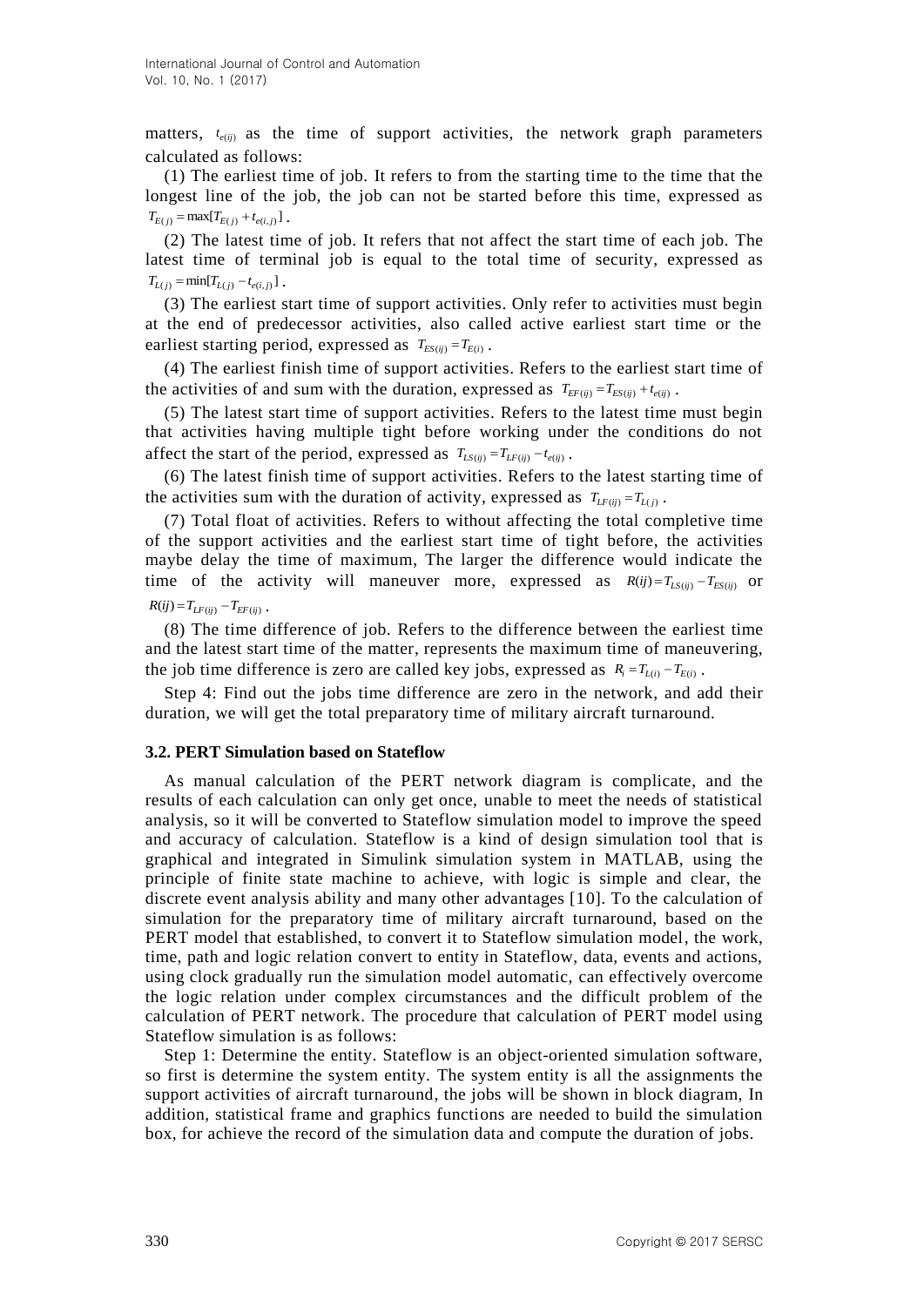matters, $t_{e(ij)}$ as the time of support activities, the network graph parameters calculated as follows:

(1) The earliest time of job. It refers to from the starting time to the time that the longest line of the job, the job can not be started before this time, expressed as $T_{E(j)} = \max[T_{E(j)} + t_{e(i,j)}]$.

(2) The latest time of job. It refers that not affect the start time of each job. The latest time of terminal job is equal to the total time of security, expressed as $T_{L(j)} = \min[T_{L(j)} - t_{e(i,j)}]$.

(3) The earliest start time of support activities. Only refer to activities must begin at the end of predecessor activities, also called active earliest start time or the earliest starting period, expressed as $T_{ES(ij)} = T_{E(i)}$.

(4) The earliest finish time of support activities. Refers to the earliest start time of the activities of and sum with the duration, expressed as $T_{EF(ij)} = T_{ES(ij)} + t_{e(ij)}$.

(5) The latest start time of support activities. Refers to the latest time must begin that activities having multiple tight before working under the conditions do not affect the start of the period, expressed as $T_{LS(ij)} = T_{LF(ij)} - t_{e(ij)}$.

(6) The latest finish time of support activities. Refers to the latest starting time of the activities sum with the duration of activity, expressed as $T_{LF(ij)} = T_{L(j)}$.

(7) Total float of activities. Refers to without affecting the total completive time of the support activities and the earliest start time of tight before, the activities maybe delay the time of maximum, The larger the difference would indicate the time of the activity will maneuver more, expressed as $R(ij) = T_{LS(ij)} - T_{ES(ij)}$ or $R(ij) = T_{LF(ij)} - T_{EF(ij)}$.

(8) The time difference of job. Refers to the difference between the earliest time and the latest start time of the matter, represents the maximum time of maneuvering, the job time difference is zero are called key jobs, expressed as $R_i = T_{L(i)} - T_{E(i)}$.

Step 4: Find out the jobs time difference are zero in the network, and add their duration, we will get the total preparatory time of military aircraft turnaround.

### 3.2. PERT Simulation based on Stateflow

As manual calculation of the PERT network diagram is complicate, and the results of each calculation can only get once, unable to meet the needs of statistical analysis, so it will be converted to Stateflow simulation model to improve the speed and accuracy of calculation. Stateflow is a kind of design simulation tool that is graphical and integrated in Simulink simulation system in MATLAB, using the principle of finite state machine to achieve, with logic is simple and clear, the discrete event analysis ability and many other advantages [10]. To the calculation of simulation for the preparatory time of military aircraft turnaround, based on the PERT model that established, to convert it to Stateflow simulation model, the work, time, path and logic relation convert to entity in Stateflow, data, events and actions, using clock gradually run the simulation model automatic, can effectively overcome the logic relation under complex circumstances and the difficult problem of the calculation of PERT network. The procedure that calculation of PERT model using Stateflow simulation is as follows:

Step 1: Determine the entity. Stateflow is an object-oriented simulation software, so first is determine the system entity. The system entity is all the assignments the support activities of aircraft turnaround, the jobs will be shown in block diagram, In addition, statistical frame and graphics functions are needed to build the simulation box, for achieve the record of the simulation data and compute the duration of jobs.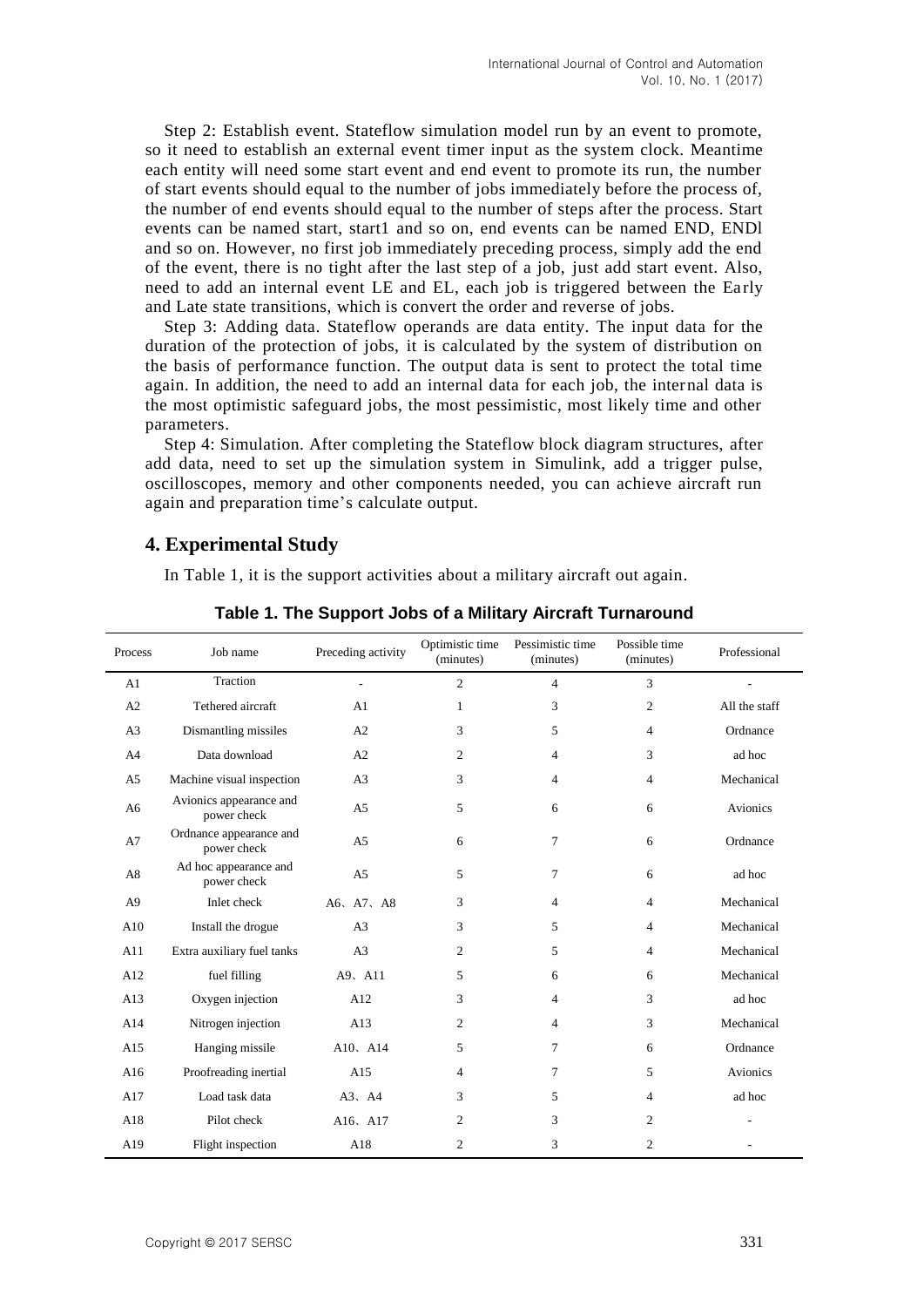Step 2: Establish event. Stateflow simulation model run by an event to promote, so it need to establish an external event timer input as the system clock. Meantime each entity will need some start event and end event to promote its run, the number of start events should equal to the number of jobs immediately before the process of, the number of end events should equal to the number of steps after the process. Start events can be named start, start1 and so on, end events can be named END, ENDl and so on. However, no first job immediately preceding process, simply add the end of the event, there is no tight after the last step of a job, just add start event. Also, need to add an internal event LE and EL, each job is triggered between the Early and Late state transitions, which is convert the order and reverse of jobs.

Step 3: Adding data. Stateflow operands are data entity. The input data for the duration of the protection of jobs, it is calculated by the system of distribution on the basis of performance function. The output data is sent to protect the total time again. In addition, the need to add an internal data for each job, the internal data is the most optimistic safeguard jobs, the most pessimistic, most likely time and other parameters.

Step 4: Simulation. After completing the Stateflow block diagram structures, after add data, need to set up the simulation system in Simulink, add a trigger pulse, oscilloscopes, memory and other components needed, you can achieve aircraft run again and preparation time's calculate output.

## 4. Experimental Study

In Table 1, it is the support activities about a military aircraft out again.

**Table 1. The Support Jobs of a Military Aircraft Turnaround**

| Process | Job name | Preceding activity | Optimistic time (minutes) | Pessimistic time (minutes) | Possible time (minutes) | Professional |
|---|---|---|---|---|---|---|
| A1 | Traction | - | 2 | 4 | 3 | - |
| A2 | Tethered aircraft | A1 | 1 | 3 | 2 | All the staff |
| A3 | Dismantling missiles | A2 | 3 | 5 | 4 | Ordnance |
| A4 | Data download | A2 | 2 | 4 | 3 | ad hoc |
| A5 | Machine visual inspection | A3 | 3 | 4 | 4 | Mechanical |
| A6 | Avionics appearance and power check | A5 | 5 | 6 | 6 | Avionics |
| A7 | Ordnance appearance and power check | A5 | 6 | 7 | 6 | Ordnance |
| A8 | Ad hoc appearance and power check | A5 | 5 | 7 | 6 | ad hoc |
| A9 | Inlet check | A6、A7、A8 | 3 | 4 | 4 | Mechanical |
| A10 | Install the drogue | A3 | 3 | 5 | 4 | Mechanical |
| A11 | Extra auxiliary fuel tanks | A3 | 2 | 5 | 4 | Mechanical |
| A12 | fuel filling | A9、A11 | 5 | 6 | 6 | Mechanical |
| A13 | Oxygen injection | A12 | 3 | 4 | 3 | ad hoc |
| A14 | Nitrogen injection | A13 | 2 | 4 | 3 | Mechanical |
| A15 | Hanging missile | A10、A14 | 5 | 7 | 6 | Ordnance |
| A16 | Proofreading inertial | A15 | 4 | 7 | 5 | Avionics |
| A17 | Load task data | A3、A4 | 3 | 5 | 4 | ad hoc |
| A18 | Pilot check | A16、A17 | 2 | 3 | 2 | - |
| A19 | Flight inspection | A18 | 2 | 3 | 2 | - |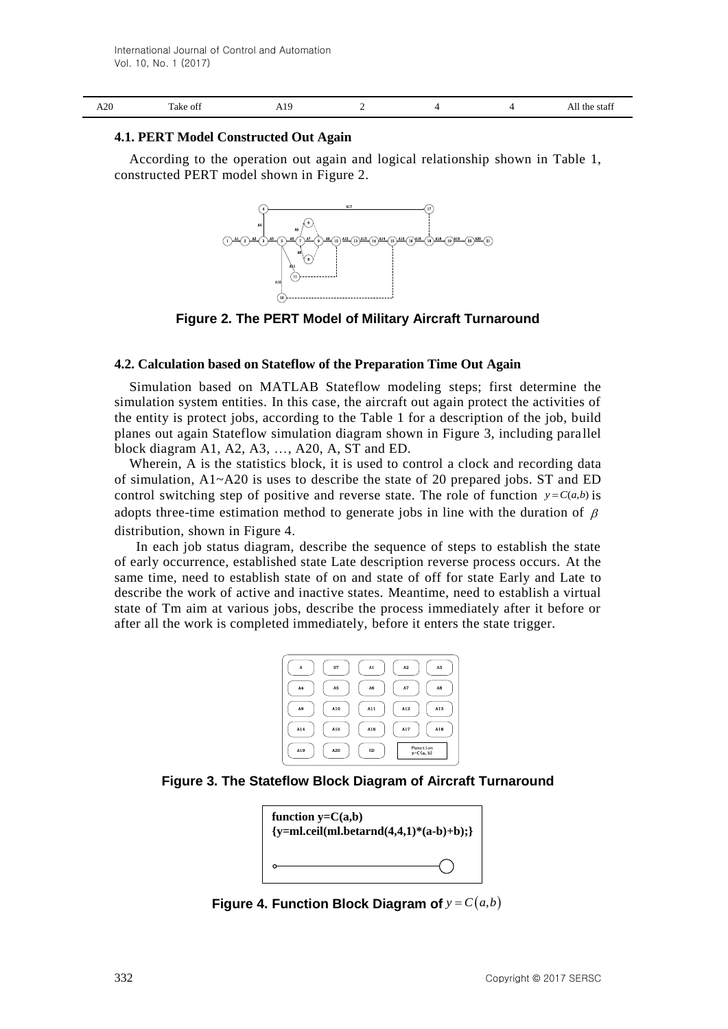| A20 | Take off | A19 | 2 | 4 | 4 | All the staff |
|---|---|---|---|---|---|---|

### 4.1. PERT Model Constructed Out Again

According to the operation out again and logical relationship shown in Table 1, constructed PERT model shown in Figure 2.

**Figure 2. The PERT Model of Military Aircraft Turnaround**

### 4.2. Calculation based on Stateflow of the Preparation Time Out Again

Simulation based on MATLAB Stateflow modeling steps; first determine the simulation system entities. In this case, the aircraft out again protect the activities of the entity is protect jobs, according to the Table 1 for a description of the job, build planes out again Stateflow simulation diagram shown in Figure 3, including parallel block diagram A1, A2, A3, …, A20, A, ST and ED.

Wherein, A is the statistics block, it is used to control a clock and recording data of simulation, A1~A20 is uses to describe the state of 20 prepared jobs. ST and ED control switching step of positive and reverse state. The role of function $y = C(a,b)$ is adopts three-time estimation method to generate jobs in line with the duration of $\beta$ distribution, shown in Figure 4.

In each job status diagram, describe the sequence of steps to establish the state of early occurrence, established state Late description reverse process occurs. At the same time, need to establish state of on and state of off for state Early and Late to describe the work of active and inactive states. Meantime, need to establish a virtual state of Tm aim at various jobs, describe the process immediately after it before or after all the work is completed immediately, before it enters the state trigger.

**Figure 3. The Stateflow Block Diagram of Aircraft Turnaround**

```
function y=C(a,b)
{y=ml.ceil(ml.betarnd(4,4,1)*(a-b)+b);}
```

**Figure 4. Function Block Diagram of $y = C(a,b)$**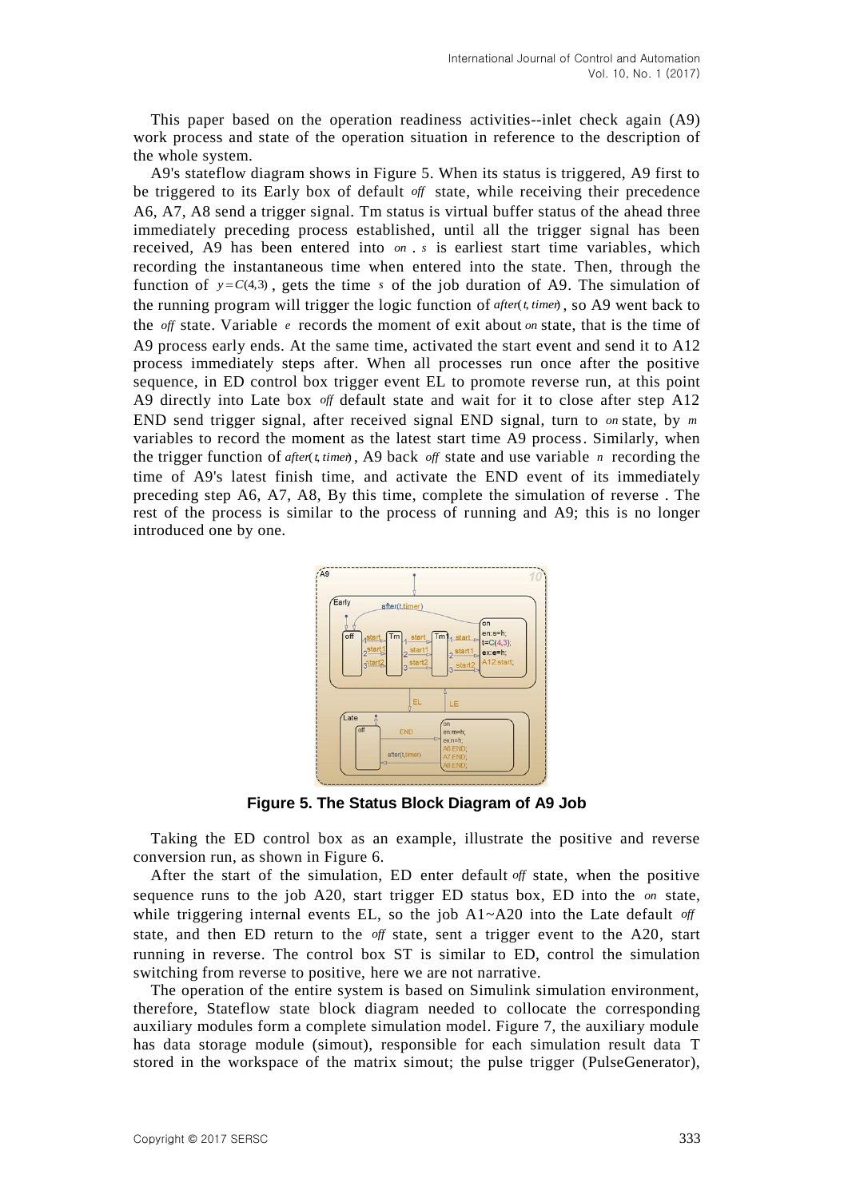This paper based on the operation readiness activities--inlet check again (A9) work process and state of the operation situation in reference to the description of the whole system.

A9's stateflow diagram shows in Figure 5. When its status is triggered, A9 first to be triggered to its Early box of default *off* state, while receiving their precedence A6, A7, A8 send a trigger signal. Tm status is virtual buffer status of the ahead three immediately preceding process established, until all the trigger signal has been received, A9 has been entered into *on* . $s$ is earliest start time variables, which recording the instantaneous time when entered into the state. Then, through the function of $y = C(4,3)$ , gets the time $s$ of the job duration of A9. The simulation of the running program will trigger the logic function of $after(t, timer)$ , so A9 went back to the *off* state. Variable $e$ records the moment of exit about *on* state, that is the time of A9 process early ends. At the same time, activated the start event and send it to A12 process immediately steps after. When all processes run once after the positive sequence, in ED control box trigger event EL to promote reverse run, at this point A9 directly into Late box *off* default state and wait for it to close after step A12 END send trigger signal, after received signal END signal, turn to *on* state, by $m$ variables to record the moment as the latest start time A9 process. Similarly, when the trigger function of $after(t, timer)$ , A9 back *off* state and use variable $n$ recording the time of A9's latest finish time, and activate the END event of its immediately preceding step A6, A7, A8, By this time, complete the simulation of reverse . The rest of the process is similar to the process of running and A9; this is no longer introduced one by one.

**Figure 5. The Status Block Diagram of A9 Job**

Taking the ED control box as an example, illustrate the positive and reverse conversion run, as shown in Figure 6.

After the start of the simulation, ED enter default *off* state, when the positive sequence runs to the job A20, start trigger ED status box, ED into the *on* state, while triggering internal events EL, so the job A1~A20 into the Late default *off* state, and then ED return to the *off* state, sent a trigger event to the A20, start running in reverse. The control box ST is similar to ED, control the simulation switching from reverse to positive, here we are not narrative.

The operation of the entire system is based on Simulink simulation environment, therefore, Stateflow state block diagram needed to collocate the corresponding auxiliary modules form a complete simulation model. Figure 7, the auxiliary module has data storage module (simout), responsible for each simulation result data T stored in the workspace of the matrix simout; the pulse trigger (PulseGenerator),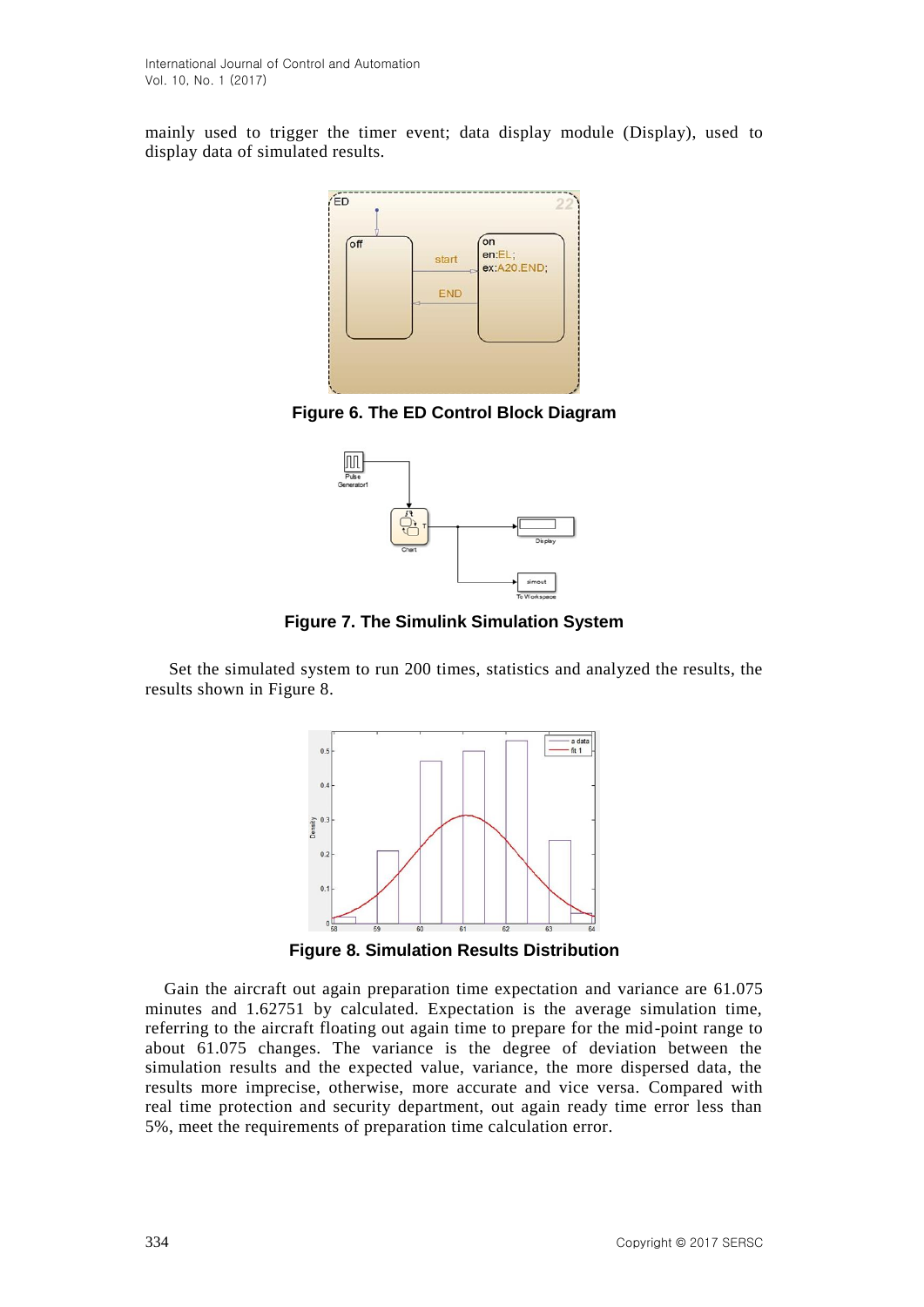mainly used to trigger the timer event; data display module (Display), used to display data of simulated results.

**Figure 6. The ED Control Block Diagram**

**Figure 7. The Simulink Simulation System**

Set the simulated system to run 200 times, statistics and analyzed the results, the results shown in Figure 8.

**Figure 8. Simulation Results Distribution**

Gain the aircraft out again preparation time expectation and variance are 61.075 minutes and 1.62751 by calculated. Expectation is the average simulation time, referring to the aircraft floating out again time to prepare for the mid-point range to about 61.075 changes. The variance is the degree of deviation between the simulation results and the expected value, variance, the more dispersed data, the results more imprecise, otherwise, more accurate and vice versa. Compared with real time protection and security department, out again ready time error less than 5%, meet the requirements of preparation time calculation error.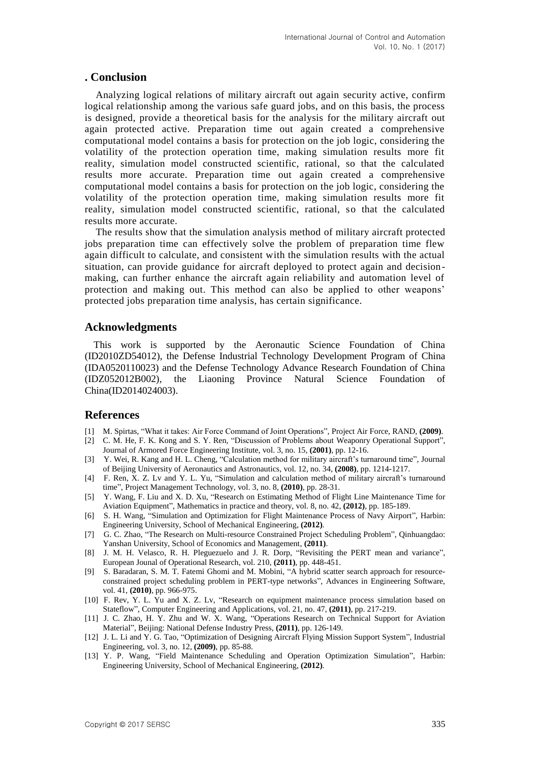## . Conclusion

Analyzing logical relations of military aircraft out again security active, confirm logical relationship among the various safe guard jobs, and on this basis, the process is designed, provide a theoretical basis for the analysis for the military aircraft out again protected active. Preparation time out again created a comprehensive computational model contains a basis for protection on the job logic, considering the volatility of the protection operation time, making simulation results more fit reality, simulation model constructed scientific, rational, so that the calculated results more accurate. Preparation time out again created a comprehensive computational model contains a basis for protection on the job logic, considering the volatility of the protection operation time, making simulation results more fit reality, simulation model constructed scientific, rational, so that the calculated results more accurate.

The results show that the simulation analysis method of military aircraft protected jobs preparation time can effectively solve the problem of preparation time flew again difficult to calculate, and consistent with the simulation results with the actual situation, can provide guidance for aircraft deployed to protect again and decision-making, can further enhance the aircraft again reliability and automation level of protection and making out. This method can also be applied to other weapons' protected jobs preparation time analysis, has certain significance.

## Acknowledgments

This work is supported by the Aeronautic Science Foundation of China (ID2010ZD54012), the Defense Industrial Technology Development Program of China (IDA0520110023) and the Defense Technology Advance Research Foundation of China (IDZ052012B002), the Liaoning Province Natural Science Foundation of China(ID2014024003).

## References

[1] M. Spirtas, "What it takes: Air Force Command of Joint Operations", Project Air Force, RAND, **(2009)**.

[2] C. M. He, F. K. Kong and S. Y. Ren, "Discussion of Problems about Weaponry Operational Support", Journal of Armored Force Engineering Institute, vol. 3, no. 15, **(2001)**, pp. 12-16.

[3] Y. Wei, R. Kang and H. L. Cheng, "Calculation method for military aircraft's turnaround time", Journal of Beijing University of Aeronautics and Astronautics, vol. 12, no. 34, **(2008)**, pp. 1214-1217.

[4] F. Ren, X. Z. Lv and Y. L. Yu, "Simulation and calculation method of military aircraft's turnaround time", Project Management Technology, vol. 3, no. 8, **(2010)**, pp. 28-31.

[5] Y. Wang, F. Liu and X. D. Xu, "Research on Estimating Method of Flight Line Maintenance Time for Aviation Equipment", Mathematics in practice and theory, vol. 8, no. 42, **(2012)**, pp. 185-189.

[6] S. H. Wang, "Simulation and Optimization for Flight Maintenance Process of Navy Airport", Harbin: Engineering University, School of Mechanical Engineering, **(2012)**.

[7] G. C. Zhao, "The Research on Multi-resource Constrained Project Scheduling Problem", Qinhuangdao: Yanshan University, School of Economics and Management, **(2011)**.

[8] J. M. H. Velasco, R. H. Pleguezuelo and J. R. Dorp, "Revisiting the PERT mean and variance", European Joanal of Operational Research, vol. 210, **(2011)**, pp. 448-451.

[9] S. Baradaran, S. M. T. Fatemi Ghomi and M. Mobini, "A hybrid scatter search approach for resource-constrained project scheduling problem in PERT-type networks", Advances in Engineering Software, vol. 41, **(2010)**, pp. 966-975.

[10] F. Rev, Y. L. Yu and X. Z. Lv, "Research on equipment maintenance process simulation based on Stateflow", Computer Engineering and Applications, vol. 21, no. 47, **(2011)**, pp. 217-219.

[11] J. C. Zhao, H. Y. Zhu and W. X. Wang, "Operations Research on Technical Support for Aviation Material", Beijing: National Defense Industry Press, **(2011)**, pp. 126-149.

[12] J. L. Li and Y. G. Tao, "Optimization of Designing Aircraft Flying Mission Support System", Industrial Engineering, vol. 3, no. 12, **(2009)**, pp. 85-88.

[13] Y. P. Wang, "Field Maintenance Scheduling and Operation Optimization Simulation", Harbin: Engineering University, School of Mechanical Engineering, **(2012)**.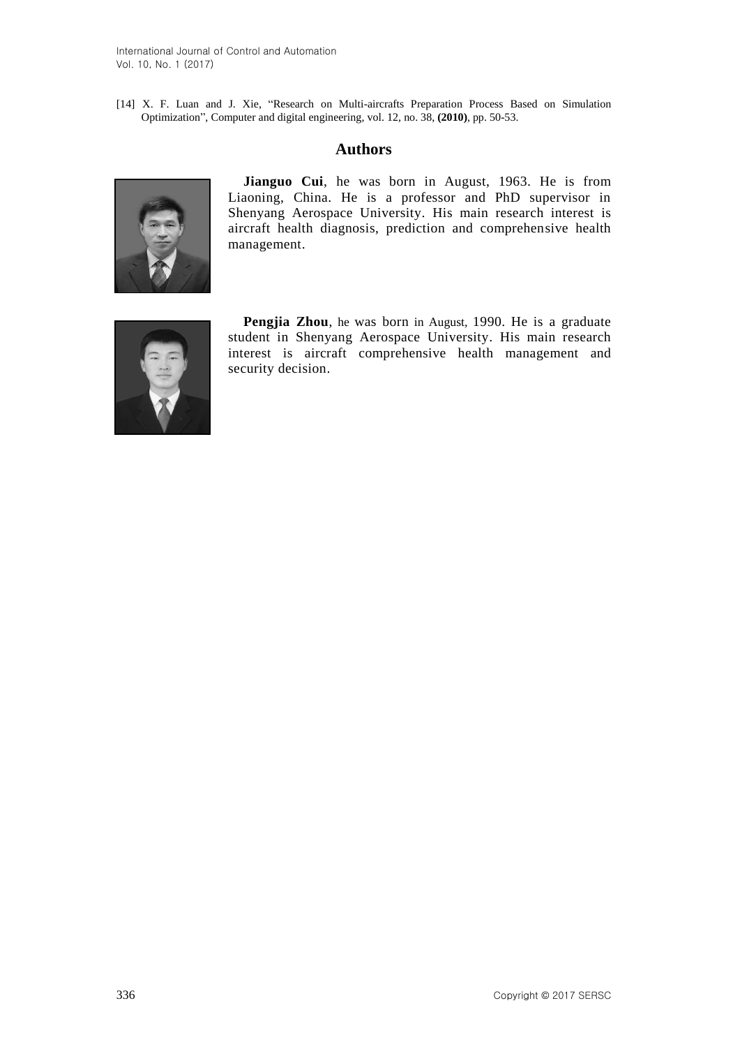[14] X. F. Luan and J. Xie, "Research on Multi-aircrafts Preparation Process Based on Simulation Optimization", Computer and digital engineering, vol. 12, no. 38, **(2010)**, pp. 50-53.

## Authors

**Jianguo Cui**, he was born in August, 1963. He is from Liaoning, China. He is a professor and PhD supervisor in Shenyang Aerospace University. His main research interest is aircraft health diagnosis, prediction and comprehensive health management.

**Pengjia Zhou**, he was born in August, 1990. He is a graduate student in Shenyang Aerospace University. His main research interest is aircraft comprehensive health management and security decision.